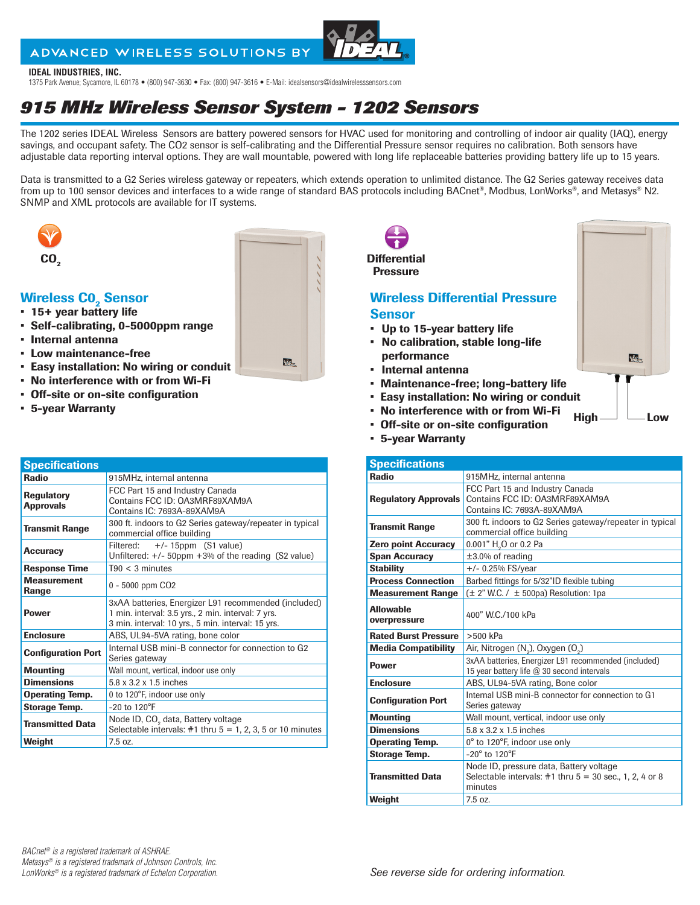ADVANCED WIRELESS SOLUTIONS BY IDEAL

**IDEAL INDUSTRIES, INC.**
1375 Park Avenue; Sycamore, IL 60178 • (800) 947-3630 • Fax: (800) 947-3616 • E-Mail: idealsensors@idealwirelesssensors.com

# 915 MHz Wireless Sensor System – 1202 Sensors

The 1202 series IDEAL Wireless Sensors are battery powered sensors for HVAC used for monitoring and controlling of indoor air quality (IAQ), energy savings, and occupant safety. The CO2 sensor is self-calibrating and the Differential Pressure sensor requires no calibration. Both sensors have adjustable data reporting interval options. They are wall mountable, powered with long life replaceable batteries providing battery life up to 15 years.

Data is transmitted to a G2 Series wireless gateway or repeaters, which extends operation to unlimited distance. The G2 Series gateway receives data from up to 100 sensor devices and interfaces to a wide range of standard BAS protocols including BACnet®, Modbus, LonWorks®, and Metasys® N2. SNMP and XML protocols are available for IT systems.

$CO_2$

## Wireless $CO_2$ Sensor

- **15+ year battery life**
- **Self-calibrating, 0-5000ppm range**
- **Internal antenna**
- **Low maintenance-free**
- **Easy installation: No wiring or conduit**
- **No interference with or from Wi-Fi**
- **Off-site or on-site configuration**
- **5-year Warranty**

| Specifications | |
|---|---|
| **Radio** | 915MHz, internal antenna |
| **Regulatory Approvals** | FCC Part 15 and Industry Canada<br>Contains FCC ID: OA3MRF89XAM9A<br>Contains IC: 7693A-89XAM9A |
| **Transmit Range** | 300 ft. indoors to G2 Series gateway/repeater in typical commercial office building |
| **Accuracy** | Filtered: +/- 15ppm (S1 value)<br>Unfiltered: +/- 50ppm +3% of the reading (S2 value) |
| **Response Time** | T90 < 3 minutes |
| **Measurement Range** | 0 - 5000 ppm CO2 |
| **Power** | 3xAA batteries, Energizer L91 recommended (included)<br>1 min. interval: 3.5 yrs., 2 min. interval: 7 yrs.<br>3 min. interval: 10 yrs., 5 min. interval: 15 yrs. |
| **Enclosure** | ABS, UL94-5VA rating, bone color |
| **Configuration Port** | Internal USB mini-B connector for connection to G2 Series gateway |
| **Mounting** | Wall mount, vertical, indoor use only |
| **Dimensions** | 5.8 x 3.2 x 1.5 inches |
| **Operating Temp.** | 0 to 120°F, indoor use only |
| **Storage Temp.** | -20 to 120°F |
| **Transmitted Data** | Node ID, $CO_2$ data, Battery voltage<br>Selectable intervals: #1 thru 5 = 1, 2, 3, 5 or 10 minutes |
| **Weight** | 7.5 oz. |

**Differential Pressure**

## Wireless Differential Pressure Sensor

- **Up to 15-year battery life**
- **No calibration, stable long-life performance**
- **Internal antenna**
- **Maintenance-free; long-battery life**
- **Easy installation: No wiring or conduit**
- **No interference with or from Wi-Fi**
- **Off-site or on-site configuration**
- **5-year Warranty**

**High** **Low**

| Specifications | |
|---|---|
| **Radio** | 915MHz, internal antenna |
| **Regulatory Approvals** | FCC Part 15 and Industry Canada<br>Contains FCC ID: OA3MRF89XAM9A<br>Contains IC: 7693A-89XAM9A |
| **Transmit Range** | 300 ft. indoors to G2 Series gateway/repeater in typical commercial office building |
| **Zero point Accuracy** | 0.001" $H_2O$ or 0.2 Pa |
| **Span Accuracy** | ±3.0% of reading |
| **Stability** | +/- 0.25% FS/year |
| **Process Connection** | Barbed fittings for 5/32"ID flexible tubing |
| **Measurement Range** | (± 2" W.C. / ± 500pa) Resolution: 1pa |
| **Allowable overpressure** | 400" W.C./100 kPa |
| **Rated Burst Pressure** | >500 kPa |
| **Media Compatibility** | Air, Nitrogen ($N_2$), Oxygen ($O_2$) |
| **Power** | 3xAA batteries, Energizer L91 recommended (included)<br>15 year battery life @ 30 second intervals |
| **Enclosure** | ABS, UL94-5VA rating, Bone color |
| **Configuration Port** | Internal USB mini-B connector for connection to G1 Series gateway |
| **Mounting** | Wall mount, vertical, indoor use only |
| **Dimensions** | 5.8 x 3.2 x 1.5 inches |
| **Operating Temp.** | 0° to 120°F, indoor use only |
| **Storage Temp.** | -20° to 120°F |
| **Transmitted Data** | Node ID, pressure data, Battery voltage<br>Selectable intervals: #1 thru 5 = 30 sec., 1, 2, 4 or 8 minutes |
| **Weight** | 7.5 oz. |

*BACnet® is a registered trademark of ASHRAE.*
*Metasys® is a registered trademark of Johnson Controls, Inc.*
*LonWorks® is a registered trademark of Echelon Corporation.*

*See reverse side for ordering information.*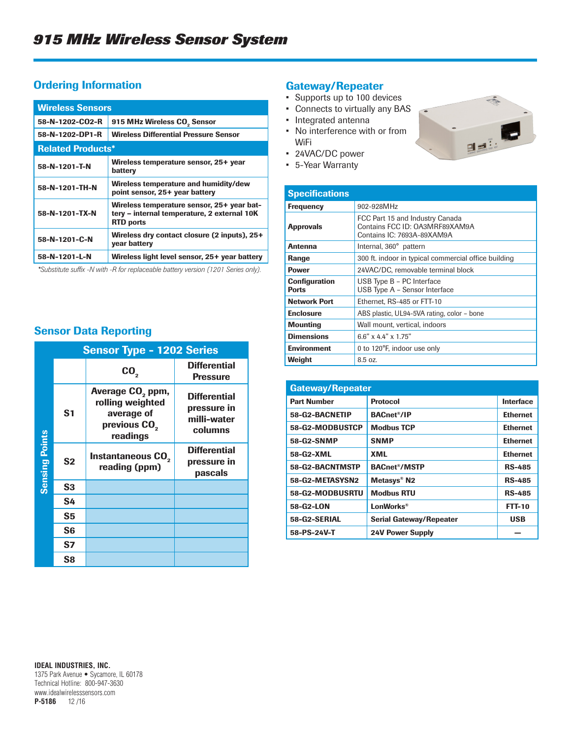# 915 MHz Wireless Sensor System

## Ordering Information

| Wireless Sensors | |
|---|---|
| 58-N-1202-CO2-R | 915 MHz Wireless $CO_2$ Sensor |
| 58-N-1202-DP1-R | Wireless Differential Pressure Sensor |
| **Related Products*** | |
| 58-N-1201-T-N | Wireless temperature sensor, 25+ year battery |
| 58-N-1201-TH-N | Wireless temperature and humidity/dew point sensor, 25+ year battery |
| 58-N-1201-TX-N | Wireless temperature sensor, 25+ year battery – internal temperature, 2 external 10K RTD ports |
| 58-N-1201-C-N | Wireless dry contact closure (2 inputs), 25+ year battery |
| 58-N-1201-L-N | Wireless light level sensor, 25+ year battery |

*\*Substitute suffix -N with -R for replaceable battery version (1201 Series only).*

## Sensor Data Reporting

| Sensing Points | Sensor Type - 1202 Series | |
|---|---|---|
| | $CO_2$ | Differential Pressure |
| S1 | Average $CO_2$ ppm, rolling weighted average of previous $CO_2$ readings | Differential pressure in milli-water columns |
| S2 | Instantaneous $CO_2$ reading (ppm) | Differential pressure in pascals |
| S3 | | |
| S4 | | |
| S5 | | |
| S6 | | |
| S7 | | |
| S8 | | |

## Gateway/Repeater

- Supports up to 100 devices
- Connects to virtually any BAS
- Integrated antenna
- No interference with or from WiFi
- 24VAC/DC power
- 5-Year Warranty

| Specifications | |
|---|---|
| Frequency | 902-928MHz |
| Approvals | FCC Part 15 and Industry Canada<br>Contains FCC ID: OA3MRF89XAM9A<br>Contains IC: 7693A-89XAM9A |
| Antenna | Internal, 360° pattern |
| Range | 300 ft. indoor in typical commercial office building |
| Power | 24VAC/DC, removable terminal block |
| Configuration Ports | USB Type B – PC Interface<br>USB Type A – Sensor Interface |
| Network Port | Ethernet, RS-485 or FTT-10 |
| Enclosure | ABS plastic, UL94-5VA rating, color – bone |
| Mounting | Wall mount, vertical, indoors |
| Dimensions | 6.6" x 4.4" x 1.75" |
| Environment | 0 to 120°F, indoor use only |
| Weight | 8.5 oz. |

| Gateway/Repeater | | |
|---|---|---|
| **Part Number** | **Protocol** | **Interface** |
| 58-G2-BACNETIP | BACnet®/IP | Ethernet |
| 58-G2-MODBUSTCP | Modbus TCP | Ethernet |
| 58-G2-SNMP | SNMP | Ethernet |
| 58-G2-XML | XML | Ethernet |
| 58-G2-BACNTMSTP | BACnet®/MSTP | RS-485 |
| 58-G2-METASYSN2 | Metasys® N2 | RS-485 |
| 58-G2-MODBUSRTU | Modbus RTU | RS-485 |
| 58-G2-LON | LonWorks® | FTT-10 |
| 58-G2-SERIAL | Serial Gateway/Repeater | USB |
| 58-PS-24V-T | 24V Power Supply | — |

**IDEAL INDUSTRIES, INC.**
1375 Park Avenue • Sycamore, IL 60178
Technical Hotline: 800-947-3630
www.idealwirelesssensors.com
**P-5186** 12 /16